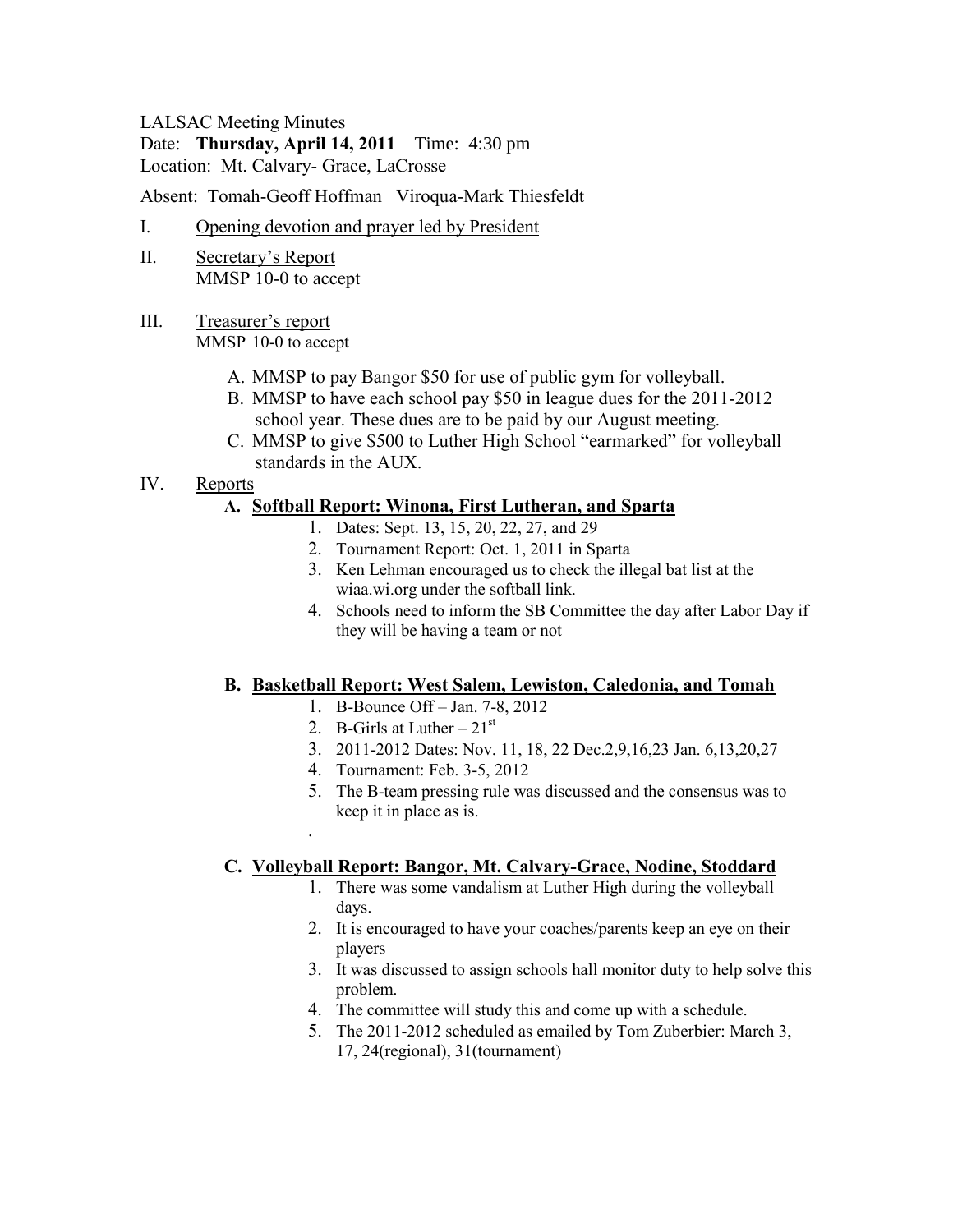LALSAC Meeting Minutes

Date: **Thursday, April 14, 2011** Time: 4:30 pm

Location: Mt. Calvary- Grace, LaCrosse

Absent: Tomah-Geoff Hoffman Viroqua-Mark Thiesfeldt

I. Opening devotion and prayer led by President

II. Secretary's Report
MMSP 10-0 to accept

III. Treasurer's report
MMSP 10-0 to accept

A. MMSP to pay Bangor $50 for use of public gym for volleyball.
B. MMSP to have each school pay $50 in league dues for the 2011-2012 school year. These dues are to be paid by our August meeting.
C. MMSP to give $500 to Luther High School "earmarked" for volleyball standards in the AUX.

IV. Reports

**A. Softball Report: Winona, First Lutheran, and Sparta**

1. Dates: Sept. 13, 15, 20, 22, 27, and 29
2. Tournament Report: Oct. 1, 2011 in Sparta
3. Ken Lehman encouraged us to check the illegal bat list at the wiaa.wi.org under the softball link.
4. Schools need to inform the SB Committee the day after Labor Day if they will be having a team or not

**B. Basketball Report: West Salem, Lewiston, Caledonia, and Tomah**

1. B-Bounce Off – Jan. 7-8, 2012
2. B-Girls at Luther – 21st
3. 2011-2012 Dates: Nov. 11, 18, 22 Dec.2,9,16,23 Jan. 6,13,20,27
4. Tournament: Feb. 3-5, 2012
5. The B-team pressing rule was discussed and the consensus was to keep it in place as is.

.

**C. Volleyball Report: Bangor, Mt. Calvary-Grace, Nodine, Stoddard**

1. There was some vandalism at Luther High during the volleyball days.
2. It is encouraged to have your coaches/parents keep an eye on their players
3. It was discussed to assign schools hall monitor duty to help solve this problem.
4. The committee will study this and come up with a schedule.
5. The 2011-2012 scheduled as emailed by Tom Zuberbier: March 3, 17, 24(regional), 31(tournament)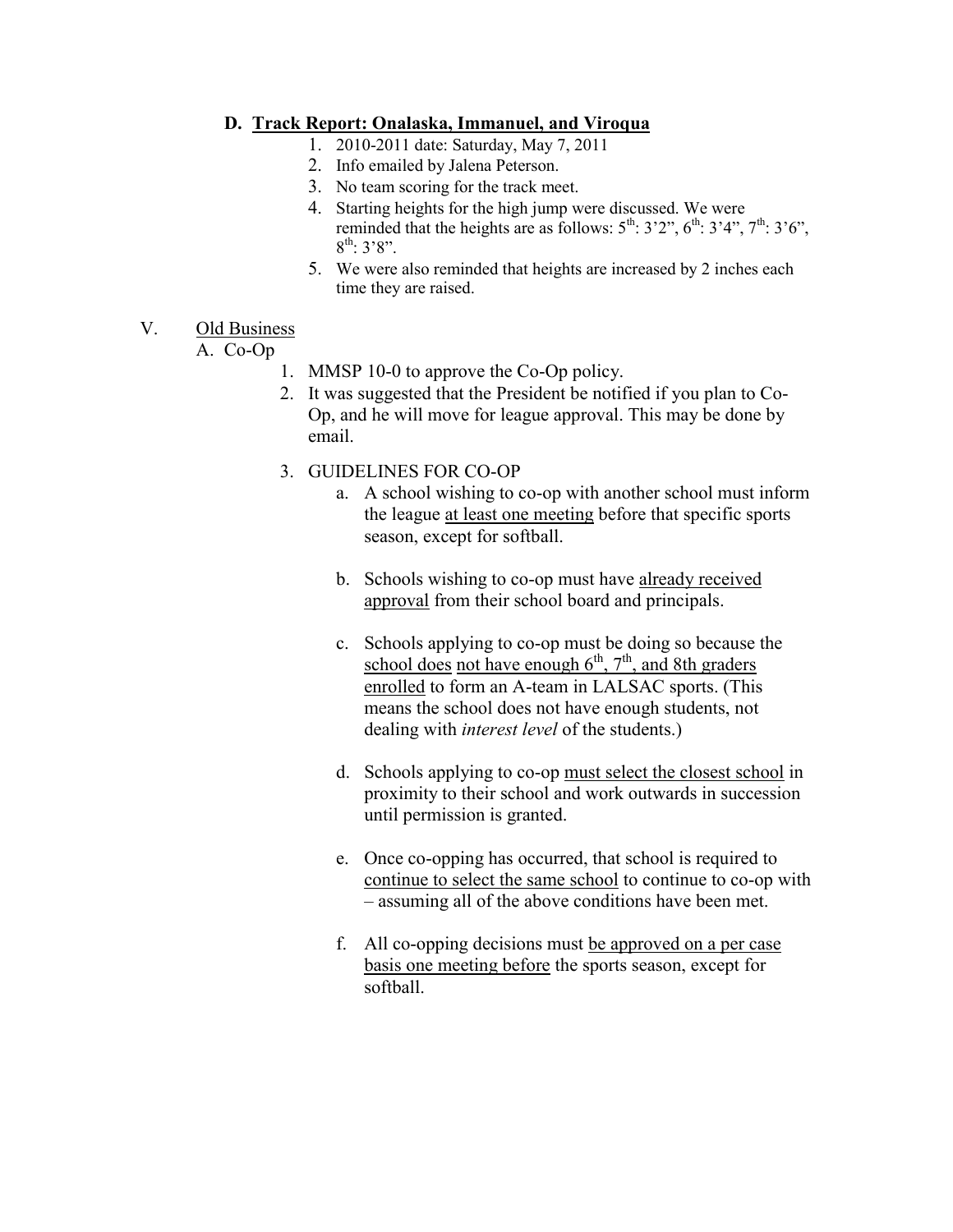### D. Track Report: Onalaska, Immanuel, and Viroqua

1. 2010-2011 date: Saturday, May 7, 2011
2. Info emailed by Jalena Peterson.
3. No team scoring for the track meet.
4. Starting heights for the high jump were discussed. We were reminded that the heights are as follows: 5th: 3'2", 6th: 3'4", 7th: 3'6", 8th: 3'8".
5. We were also reminded that heights are increased by 2 inches each time they are raised.

## V. Old Business

A. Co-Op

1. MMSP 10-0 to approve the Co-Op policy.
2. It was suggested that the President be notified if you plan to Co-Op, and he will move for league approval. This may be done by email.
3. GUIDELINES FOR CO-OP
   a. A school wishing to co-op with another school must inform the league at least one meeting before that specific sports season, except for softball.

   b. Schools wishing to co-op must have already received approval from their school board and principals.

   c. Schools applying to co-op must be doing so because the school does not have enough 6th, 7th, and 8th graders enrolled to form an A-team in LALSAC sports. (This means the school does not have enough students, not dealing with *interest level* of the students.)

   d. Schools applying to co-op must select the closest school in proximity to their school and work outwards in succession until permission is granted.

   e. Once co-opping has occurred, that school is required to continue to select the same school to continue to co-op with – assuming all of the above conditions have been met.

   f. All co-opping decisions must be approved on a per case basis one meeting before the sports season, except for softball.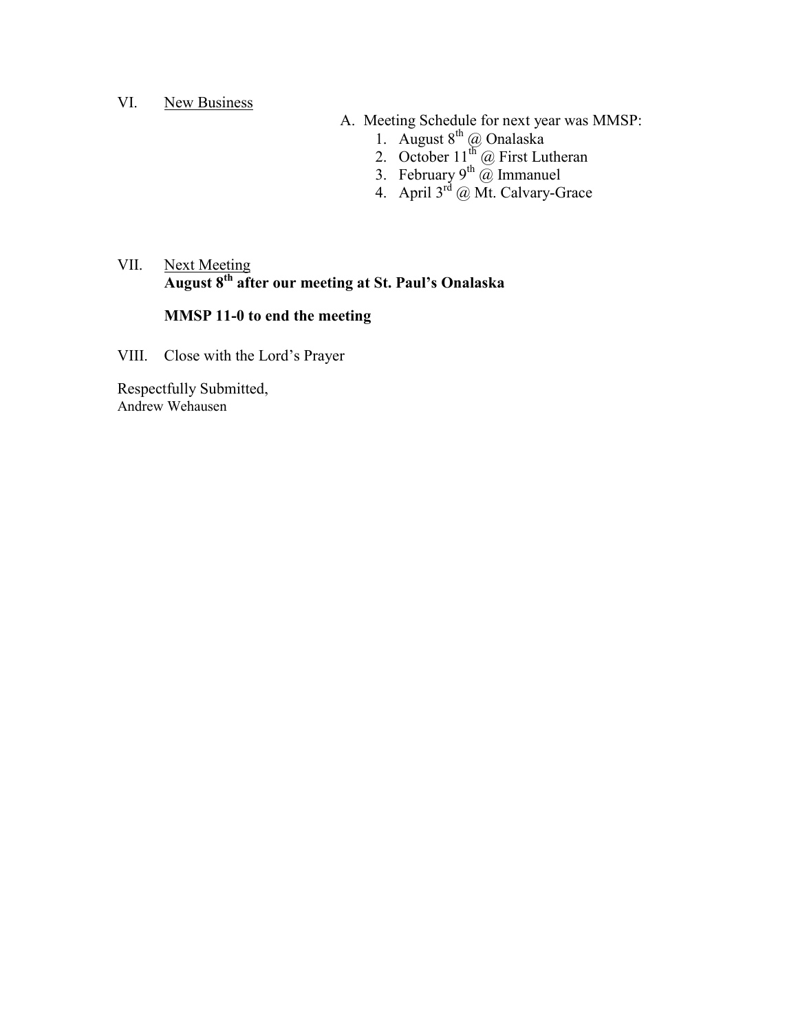VI. New Business

A. Meeting Schedule for next year was MMSP:
1. August 8th @ Onalaska
2. October 11th @ First Lutheran
3. February 9th @ Immanuel
4. April 3rd @ Mt. Calvary-Grace

VII. Next Meeting
**August 8th after our meeting at St. Paul's Onalaska**

**MMSP 11-0 to end the meeting**

VIII. Close with the Lord's Prayer

Respectfully Submitted,
Andrew Wehausen